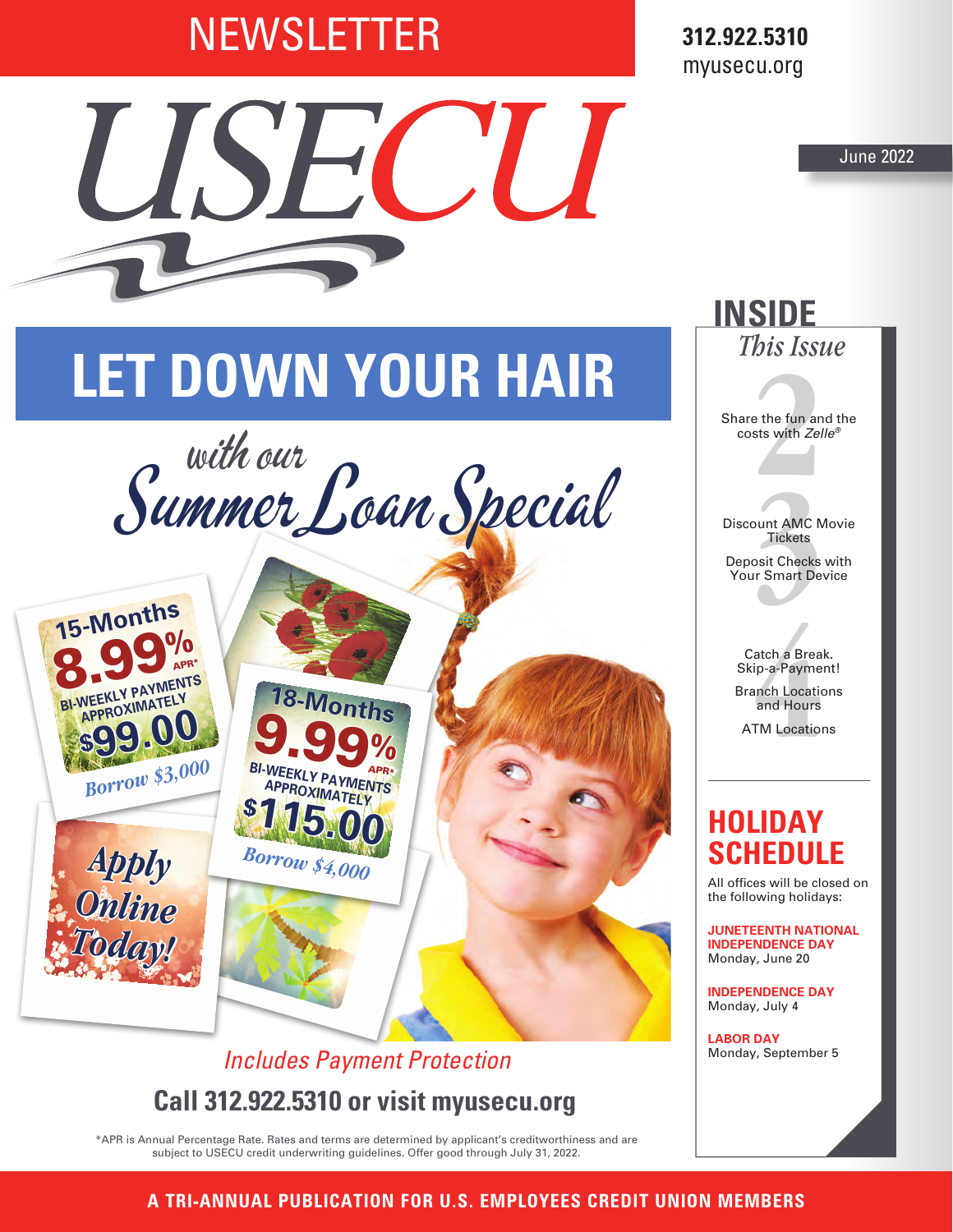# NEWSLETTER

**312.922.5310**
myusecu.org

# USECU

June 2022

# LET DOWN YOUR HAIR

*with our*
*Summer Loan Special*

**15-Months**
**8.99% APR***
**BI-WEEKLY PAYMENTS APPROXIMATELY**
**$99.00**
*Borrow $3,000*

**18-Months**
**9.99% APR***
**BI-WEEKLY PAYMENTS APPROXIMATELY**
**$115.00**
*Borrow $4,000*

***Apply Online Today!***

*Includes Payment Protection*

**Call 312.922.5310 or visit myusecu.org**

*APR is Annual Percentage Rate. Rates and terms are determined by applicant's creditworthiness and are subject to USECU credit underwriting guidelines. Offer good through July 31, 2022.

## INSIDE *This Issue*

**2**
Share the fun and the costs with *Zelle®*

**3**
Discount AMC Movie Tickets
Deposit Checks with Your Smart Device

**4**
Catch a Break. Skip-a-Payment!
Branch Locations and Hours
ATM Locations

## HOLIDAY SCHEDULE

All offices will be closed on the following holidays:

**JUNETEENTH NATIONAL INDEPENDENCE DAY**
Monday, June 20

**INDEPENDENCE DAY**
Monday, July 4

**LABOR DAY**
Monday, September 5

**A TRI-ANNUAL PUBLICATION FOR U.S. EMPLOYEES CREDIT UNION MEMBERS**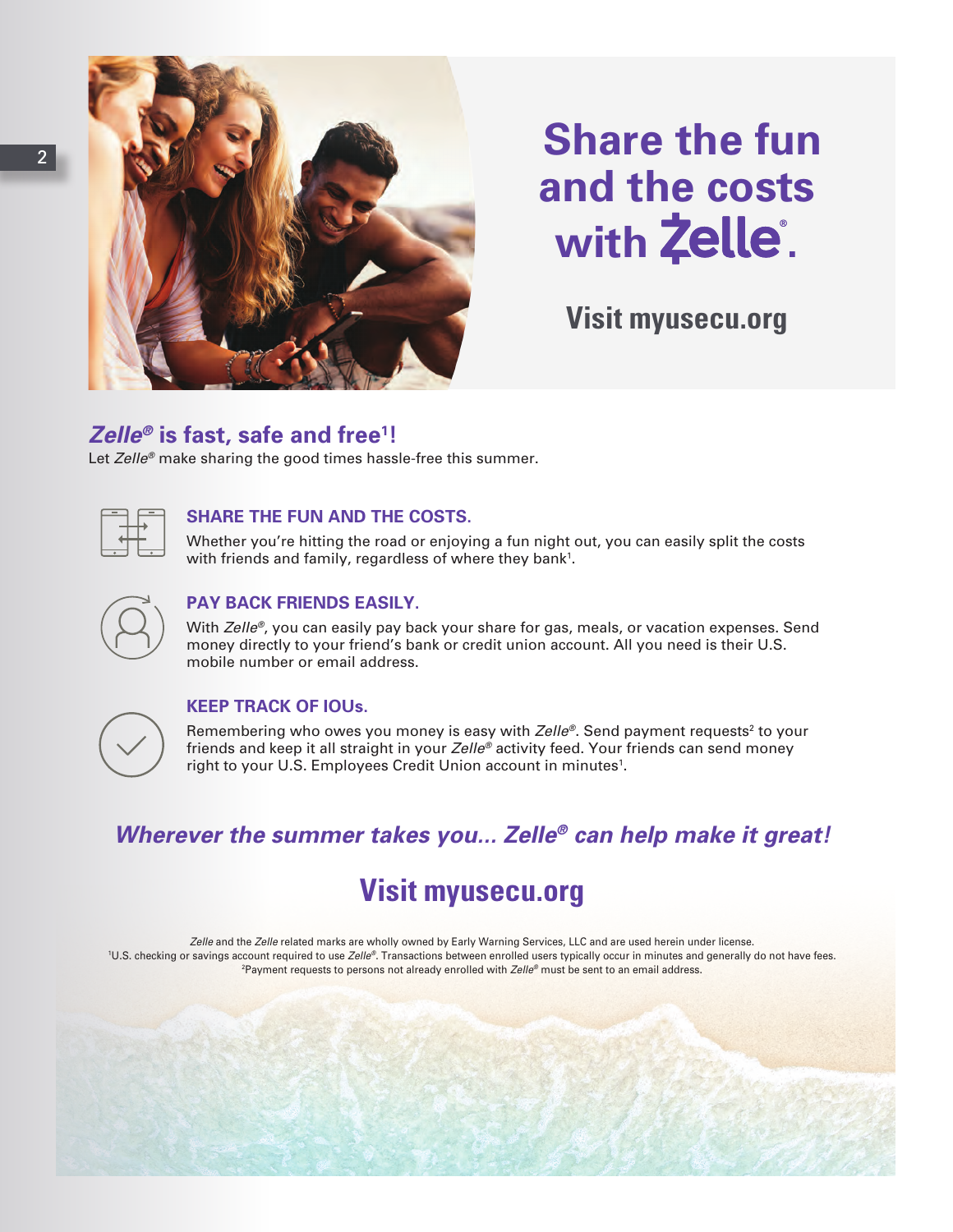# Share the fun and the costs with Zelle®.

**Visit myusecu.org**

## *Zelle®* is fast, safe and free[1]!

Let *Zelle®* make sharing the good times hassle-free this summer.

### SHARE THE FUN AND THE COSTS.

Whether you're hitting the road or enjoying a fun night out, you can easily split the costs with friends and family, regardless of where they bank[1].

### PAY BACK FRIENDS EASILY.

With *Zelle®*, you can easily pay back your share for gas, meals, or vacation expenses. Send money directly to your friend's bank or credit union account. All you need is their U.S. mobile number or email address.

### KEEP TRACK OF IOUs.

Remembering who owes you money is easy with *Zelle®*. Send payment requests[2] to your friends and keep it all straight in your *Zelle®* activity feed. Your friends can send money right to your U.S. Employees Credit Union account in minutes[1].

***Wherever the summer takes you... Zelle® can help make it great!***

## Visit myusecu.org

*Zelle* and the *Zelle* related marks are wholly owned by Early Warning Services, LLC and are used herein under license.
[1]U.S. checking or savings account required to use *Zelle®*. Transactions between enrolled users typically occur in minutes and generally do not have fees.
[2]Payment requests to persons not already enrolled with *Zelle®* must be sent to an email address.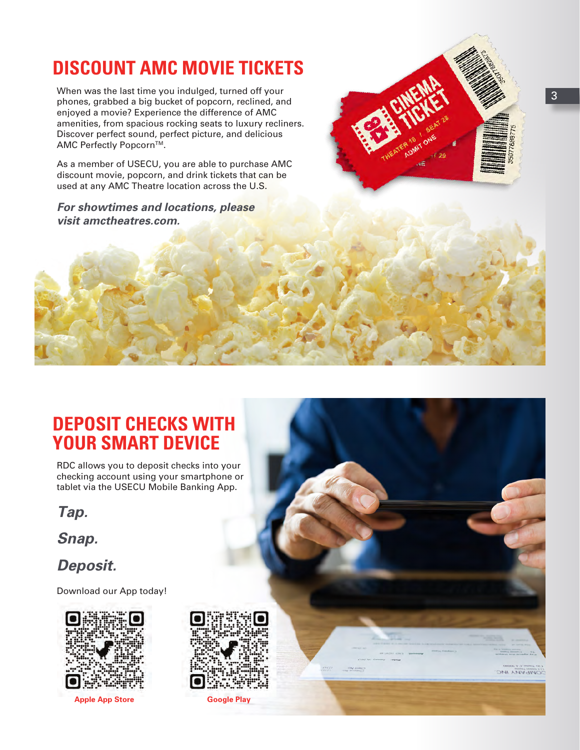# DISCOUNT AMC MOVIE TICKETS

When was the last time you indulged, turned off your phones, grabbed a big bucket of popcorn, reclined, and enjoyed a movie? Experience the difference of AMC amenities, from spacious rocking seats to luxury recliners. Discover perfect sound, perfect picture, and delicious AMC Perfectly Popcorn™.

As a member of USECU, you are able to purchase AMC discount movie, popcorn, and drink tickets that can be used at any AMC Theatre location across the U.S.

***For showtimes and locations, please visit amctheatres.com.***

# DEPOSIT CHECKS WITH YOUR SMART DEVICE

RDC allows you to deposit checks into your checking account using your smartphone or tablet via the USECU Mobile Banking App.

***Tap.***

***Snap.***

***Deposit.***

Download our App today!

**Apple App Store**

**Google Play**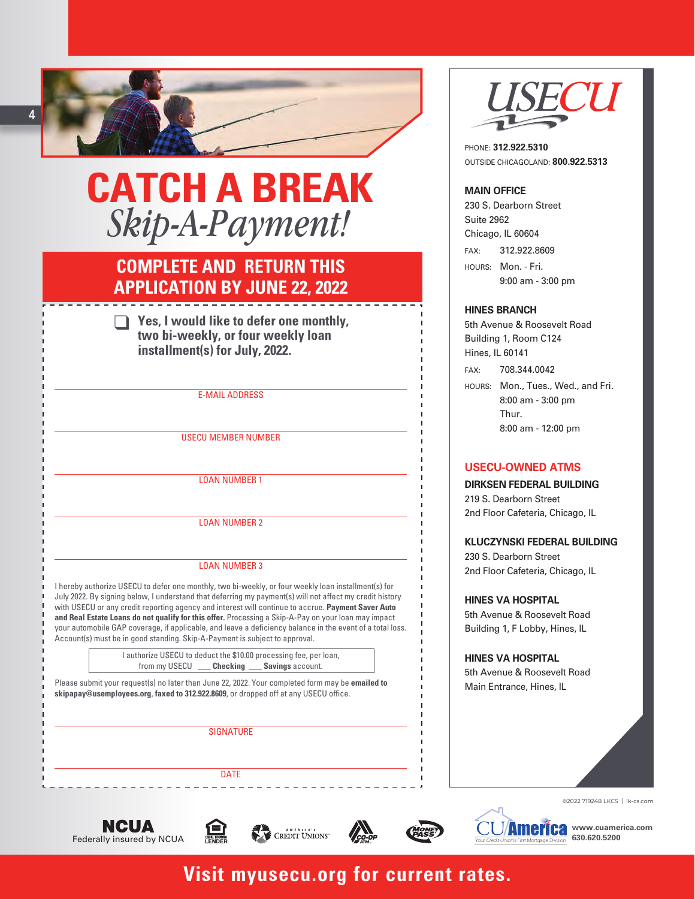# CATCH A BREAK
## *Skip-A-Payment!*

### COMPLETE AND RETURN THIS APPLICATION BY JUNE 22, 2022

☐ **Yes, I would like to defer one monthly, two bi-weekly, or four weekly loan installment(s) for July, 2022.**

E-MAIL ADDRESS

USECU MEMBER NUMBER

LOAN NUMBER 1

LOAN NUMBER 2

LOAN NUMBER 3

I hereby authorize USECU to defer one monthly, two bi-weekly, or four weekly loan installment(s) for July 2022. By signing below, I understand that deferring my payment(s) will not affect my credit history with USECU or any credit reporting agency and interest will continue to accrue. **Payment Saver Auto and Real Estate Loans do not qualify for this offer.** Processing a Skip-A-Pay on your loan may impact your automobile GAP coverage, if applicable, and leave a deficiency balance in the event of a total loss. Account(s) must be in good standing. Skip-A-Payment is subject to approval.

I authorize USECU to deduct the $10.00 processing fee, per loan, from my USECU ___ **Checking** ___ **Savings** account.

Please submit your request(s) no later than June 22, 2022. Your completed form may be **emailed to skipapay@usemployees.org**, **faxed to 312.922.8609**, or dropped off at any USECU office.

SIGNATURE

DATE

USECU

PHONE: **312.922.5310**
OUTSIDE CHICAGOLAND: **800.922.5313**

**MAIN OFFICE**
230 S. Dearborn Street
Suite 2962
Chicago, IL 60604
FAX: 312.922.8609
HOURS: Mon. - Fri.
9:00 am - 3:00 pm

**HINES BRANCH**
5th Avenue & Roosevelt Road
Building 1, Room C124
Hines, IL 60141
FAX: 708.344.0042
HOURS: Mon., Tues., Wed., and Fri.
8:00 am - 3:00 pm
Thur.
8:00 am - 12:00 pm

**USECU-OWNED ATMS**

**DIRKSEN FEDERAL BUILDING**
219 S. Dearborn Street
2nd Floor Cafeteria, Chicago, IL

**KLUCZYNSKI FEDERAL BUILDING**
230 S. Dearborn Street
2nd Floor Cafeteria, Chicago, IL

**HINES VA HOSPITAL**
5th Avenue & Roosevelt Road
Building 1, F Lobby, Hines, IL

**HINES VA HOSPITAL**
5th Avenue & Roosevelt Road
Main Entrance, Hines, IL

©2022 719248 LKCS | lk-cs.com

NCUA Federally insured by NCUA

EQUAL HOUSING LENDER

AMERICA'S CREDIT UNIONS

CO-OP ATM

MONEY PASS

CU America — Your Credit Union's First Mortgage Division
www.cuamerica.com
630.620.5200

**Visit myusecu.org for current rates.**